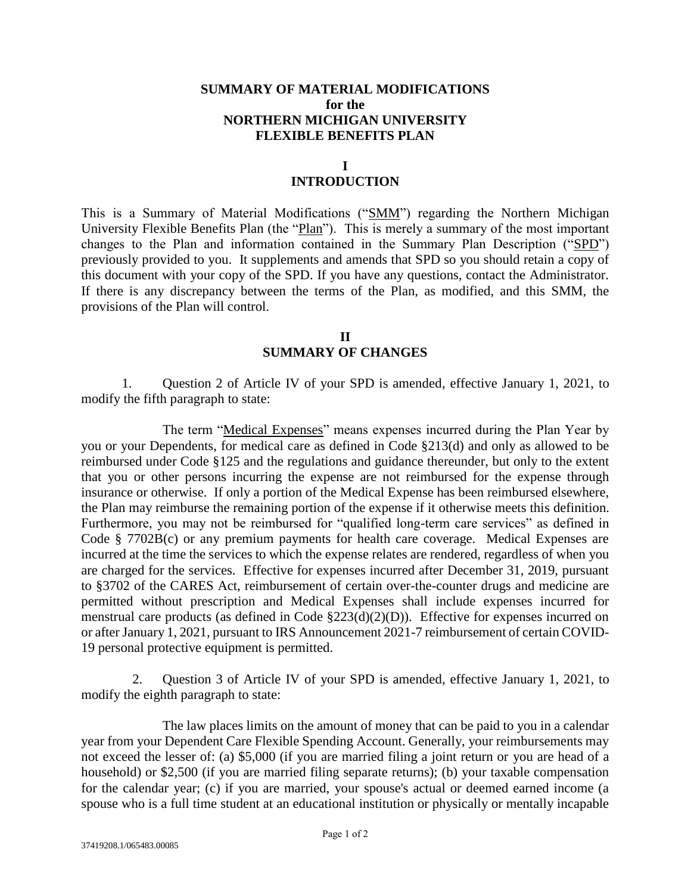# SUMMARY OF MATERIAL MODIFICATIONS
# for the
# NORTHERN MICHIGAN UNIVERSITY
# FLEXIBLE BENEFITS PLAN

## I
## INTRODUCTION

This is a Summary of Material Modifications ("SMM") regarding the Northern Michigan University Flexible Benefits Plan (the "Plan"). This is merely a summary of the most important changes to the Plan and information contained in the Summary Plan Description ("SPD") previously provided to you. It supplements and amends that SPD so you should retain a copy of this document with your copy of the SPD. If you have any questions, contact the Administrator. If there is any discrepancy between the terms of the Plan, as modified, and this SMM, the provisions of the Plan will control.

## II
## SUMMARY OF CHANGES

1. Question 2 of Article IV of your SPD is amended, effective January 1, 2021, to modify the fifth paragraph to state:

The term "Medical Expenses" means expenses incurred during the Plan Year by you or your Dependents, for medical care as defined in Code §213(d) and only as allowed to be reimbursed under Code §125 and the regulations and guidance thereunder, but only to the extent that you or other persons incurring the expense are not reimbursed for the expense through insurance or otherwise. If only a portion of the Medical Expense has been reimbursed elsewhere, the Plan may reimburse the remaining portion of the expense if it otherwise meets this definition. Furthermore, you may not be reimbursed for "qualified long-term care services" as defined in Code § 7702B(c) or any premium payments for health care coverage. Medical Expenses are incurred at the time the services to which the expense relates are rendered, regardless of when you are charged for the services. Effective for expenses incurred after December 31, 2019, pursuant to §3702 of the CARES Act, reimbursement of certain over-the-counter drugs and medicine are permitted without prescription and Medical Expenses shall include expenses incurred for menstrual care products (as defined in Code §223(d)(2)(D)). Effective for expenses incurred on or after January 1, 2021, pursuant to IRS Announcement 2021-7 reimbursement of certain COVID-19 personal protective equipment is permitted.

2. Question 3 of Article IV of your SPD is amended, effective January 1, 2021, to modify the eighth paragraph to state:

The law places limits on the amount of money that can be paid to you in a calendar year from your Dependent Care Flexible Spending Account. Generally, your reimbursements may not exceed the lesser of: (a) \$5,000 (if you are married filing a joint return or you are head of a household) or \$2,500 (if you are married filing separate returns); (b) your taxable compensation for the calendar year; (c) if you are married, your spouse's actual or deemed earned income (a spouse who is a full time student at an educational institution or physically or mentally incapable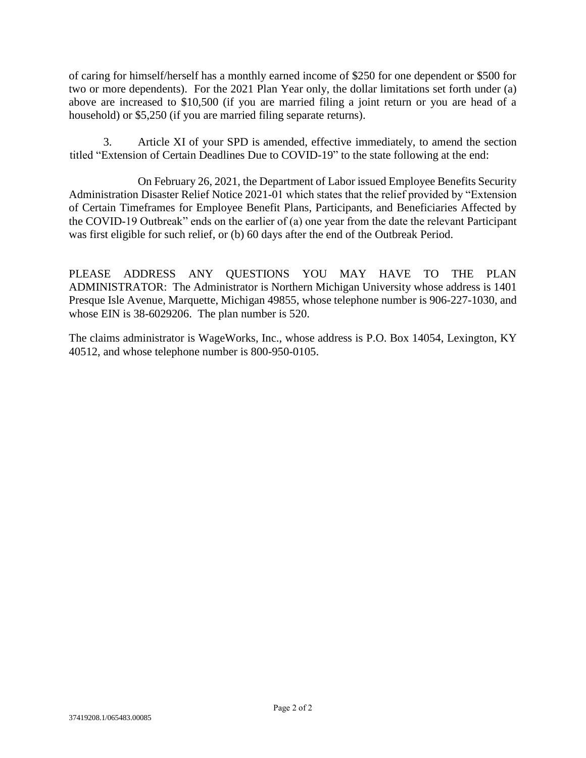of caring for himself/herself has a monthly earned income of $250 for one dependent or $500 for two or more dependents). For the 2021 Plan Year only, the dollar limitations set forth under (a) above are increased to $10,500 (if you are married filing a joint return or you are head of a household) or $5,250 (if you are married filing separate returns).

3. Article XI of your SPD is amended, effective immediately, to amend the section titled "Extension of Certain Deadlines Due to COVID-19" to the state following at the end:

On February 26, 2021, the Department of Labor issued Employee Benefits Security Administration Disaster Relief Notice 2021-01 which states that the relief provided by "Extension of Certain Timeframes for Employee Benefit Plans, Participants, and Beneficiaries Affected by the COVID-19 Outbreak" ends on the earlier of (a) one year from the date the relevant Participant was first eligible for such relief, or (b) 60 days after the end of the Outbreak Period.

PLEASE ADDRESS ANY QUESTIONS YOU MAY HAVE TO THE PLAN ADMINISTRATOR: The Administrator is Northern Michigan University whose address is 1401 Presque Isle Avenue, Marquette, Michigan 49855, whose telephone number is 906-227-1030, and whose EIN is 38-6029206. The plan number is 520.

The claims administrator is WageWorks, Inc., whose address is P.O. Box 14054, Lexington, KY 40512, and whose telephone number is 800-950-0105.

37419208.1/065483.00085